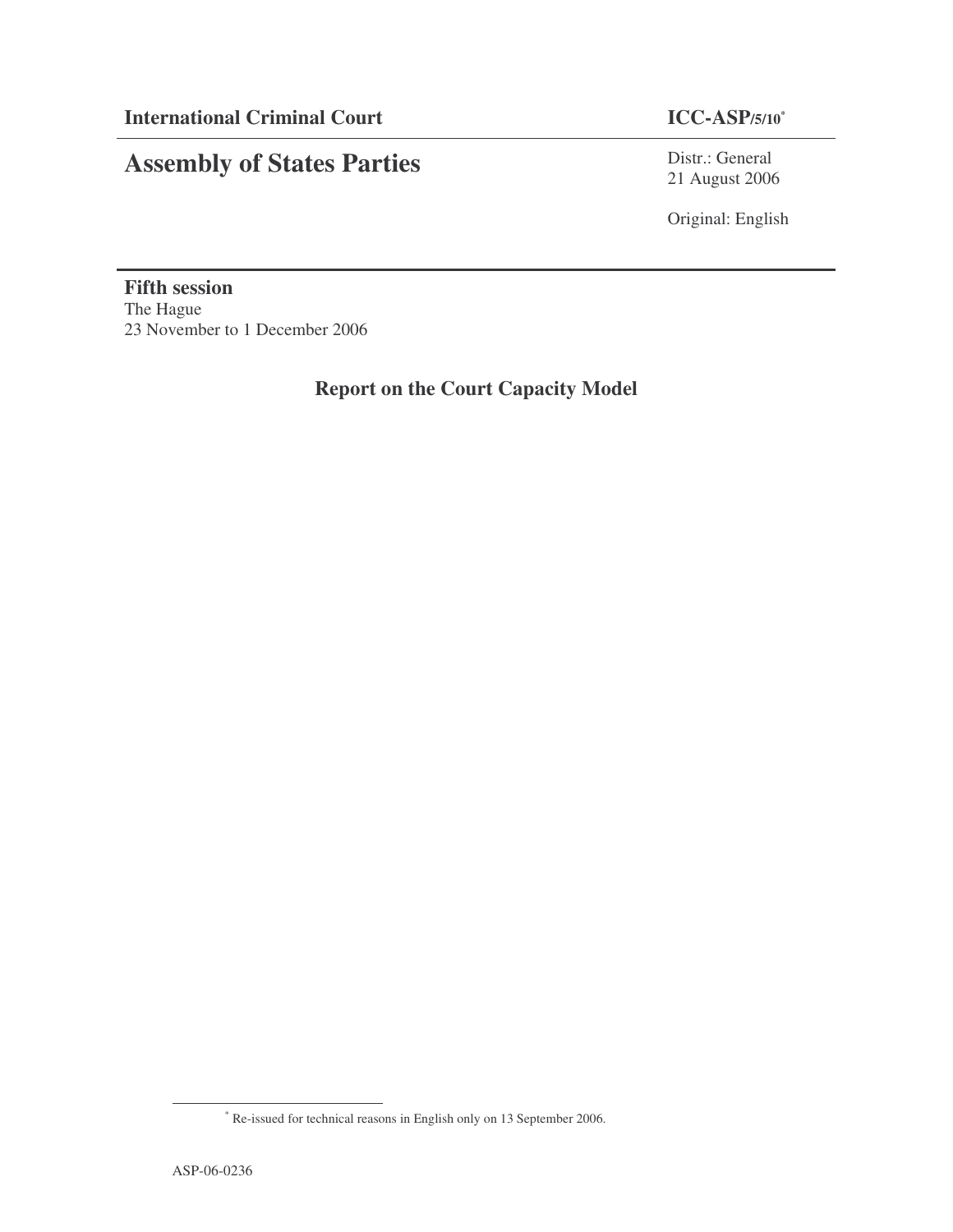**International Criminal Court** | **ICC-ASP/5/10**[*]

# Assembly of States Parties

Distr.: General
21 August 2006

Original: English

**Fifth session**
The Hague
23 November to 1 December 2006

## Report on the Court Capacity Model

[*] Re-issued for technical reasons in English only on 13 September 2006.

ASP-06-0236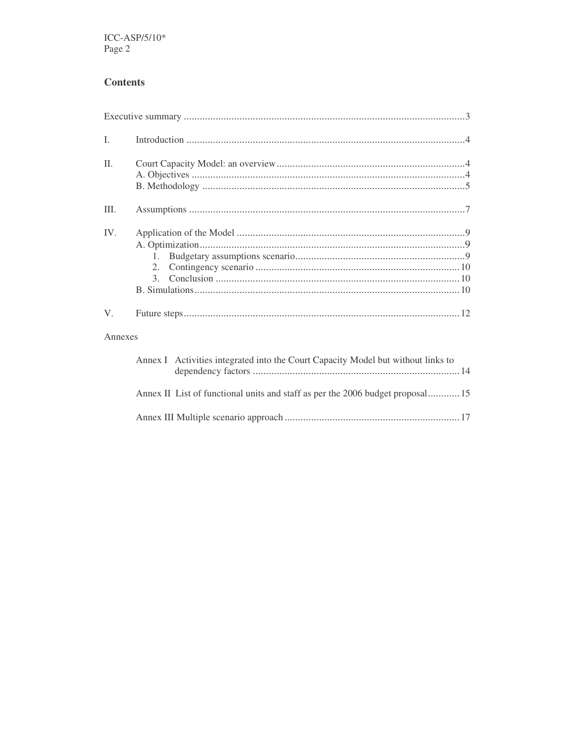## Contents

Executive summary ....................................................................................................3

I. Introduction ....................................................................................................4

II. Court Capacity Model: an overview ....................................................................4
   A. Objectives ....................................................................................................4
   B. Methodology ....................................................................................................5

III. Assumptions ....................................................................................................7

IV. Application of the Model ....................................................................................9
   A. Optimization ....................................................................................................9
      1. Budgetary assumptions scenario ....................................................................9
      2. Contingency scenario ....................................................................................10
      3. Conclusion ....................................................................................................10
   B. Simulations ....................................................................................................10

V. Future steps ....................................................................................................12

Annexes

   Annex I Activities integrated into the Court Capacity Model but without links to dependency factors ....................................................................................................14

   Annex II List of functional units and staff as per the 2006 budget proposal ............15

   Annex III Multiple scenario approach ....................................................................17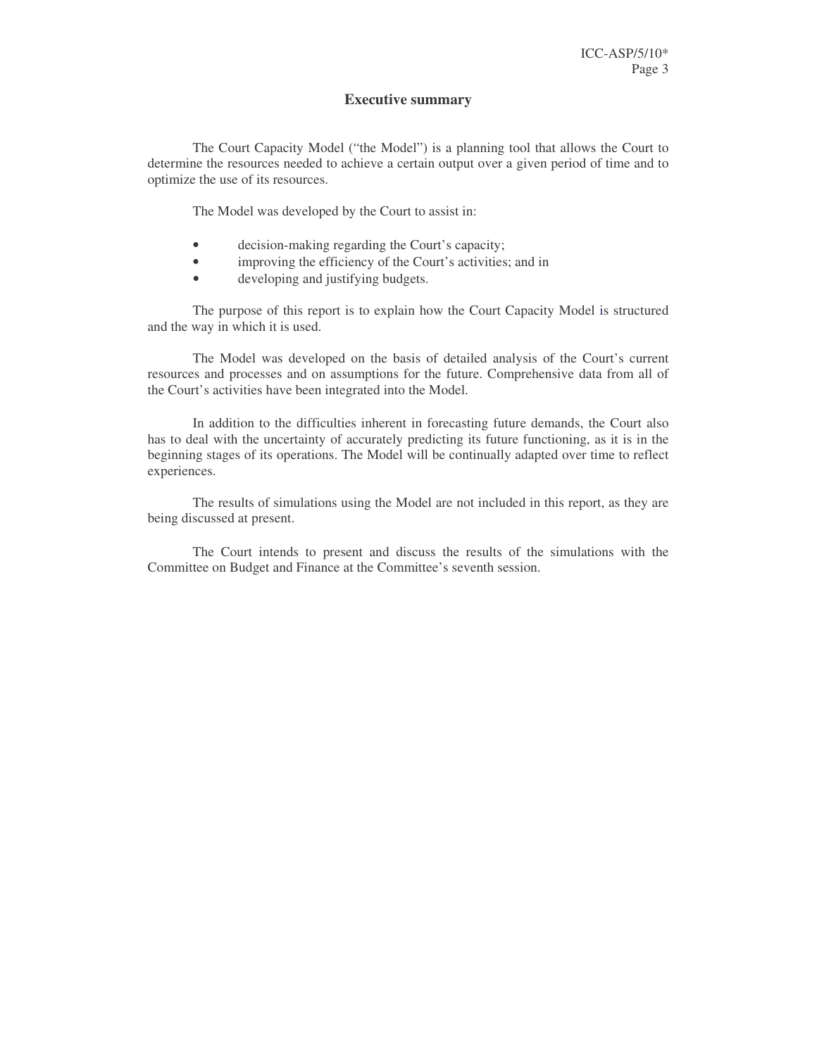## Executive summary

The Court Capacity Model ("the Model") is a planning tool that allows the Court to determine the resources needed to achieve a certain output over a given period of time and to optimize the use of its resources.

The Model was developed by the Court to assist in:

- decision-making regarding the Court's capacity;
- improving the efficiency of the Court's activities; and in
- developing and justifying budgets.

The purpose of this report is to explain how the Court Capacity Model is structured and the way in which it is used.

The Model was developed on the basis of detailed analysis of the Court's current resources and processes and on assumptions for the future. Comprehensive data from all of the Court's activities have been integrated into the Model.

In addition to the difficulties inherent in forecasting future demands, the Court also has to deal with the uncertainty of accurately predicting its future functioning, as it is in the beginning stages of its operations. The Model will be continually adapted over time to reflect experiences.

The results of simulations using the Model are not included in this report, as they are being discussed at present.

The Court intends to present and discuss the results of the simulations with the Committee on Budget and Finance at the Committee's seventh session.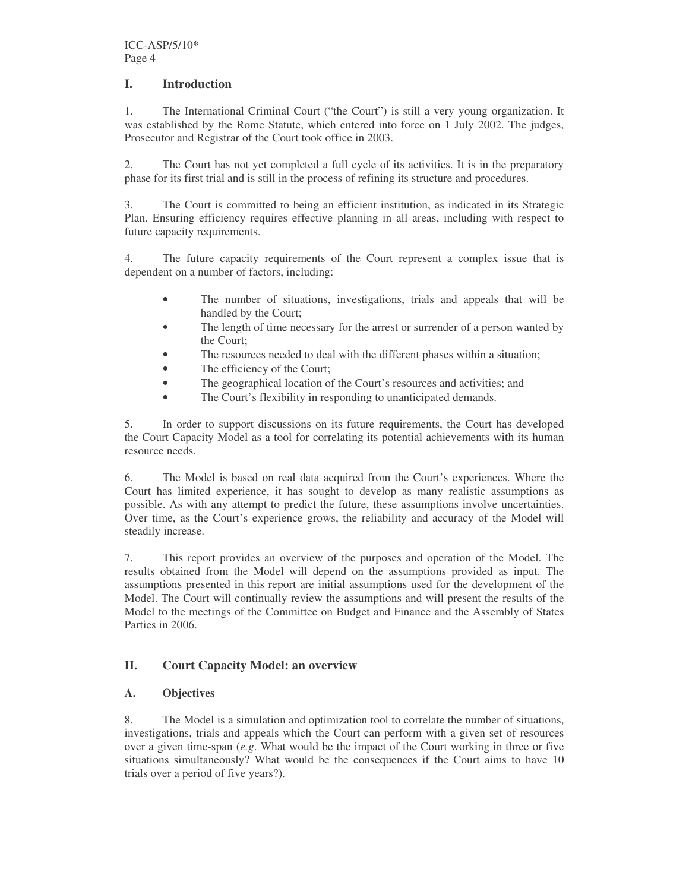# I. Introduction

1. The International Criminal Court ("the Court") is still a very young organization. It was established by the Rome Statute, which entered into force on 1 July 2002. The judges, Prosecutor and Registrar of the Court took office in 2003.

2. The Court has not yet completed a full cycle of its activities. It is in the preparatory phase for its first trial and is still in the process of refining its structure and procedures.

3. The Court is committed to being an efficient institution, as indicated in its Strategic Plan. Ensuring efficiency requires effective planning in all areas, including with respect to future capacity requirements.

4. The future capacity requirements of the Court represent a complex issue that is dependent on a number of factors, including:

- The number of situations, investigations, trials and appeals that will be handled by the Court;
- The length of time necessary for the arrest or surrender of a person wanted by the Court;
- The resources needed to deal with the different phases within a situation;
- The efficiency of the Court;
- The geographical location of the Court's resources and activities; and
- The Court's flexibility in responding to unanticipated demands.

5. In order to support discussions on its future requirements, the Court has developed the Court Capacity Model as a tool for correlating its potential achievements with its human resource needs.

6. The Model is based on real data acquired from the Court's experiences. Where the Court has limited experience, it has sought to develop as many realistic assumptions as possible. As with any attempt to predict the future, these assumptions involve uncertainties. Over time, as the Court's experience grows, the reliability and accuracy of the Model will steadily increase.

7. This report provides an overview of the purposes and operation of the Model. The results obtained from the Model will depend on the assumptions provided as input. The assumptions presented in this report are initial assumptions used for the development of the Model. The Court will continually review the assumptions and will present the results of the Model to the meetings of the Committee on Budget and Finance and the Assembly of States Parties in 2006.

# II. Court Capacity Model: an overview

## A. Objectives

8. The Model is a simulation and optimization tool to correlate the number of situations, investigations, trials and appeals which the Court can perform with a given set of resources over a given time-span (*e.g*. What would be the impact of the Court working in three or five situations simultaneously? What would be the consequences if the Court aims to have 10 trials over a period of five years?).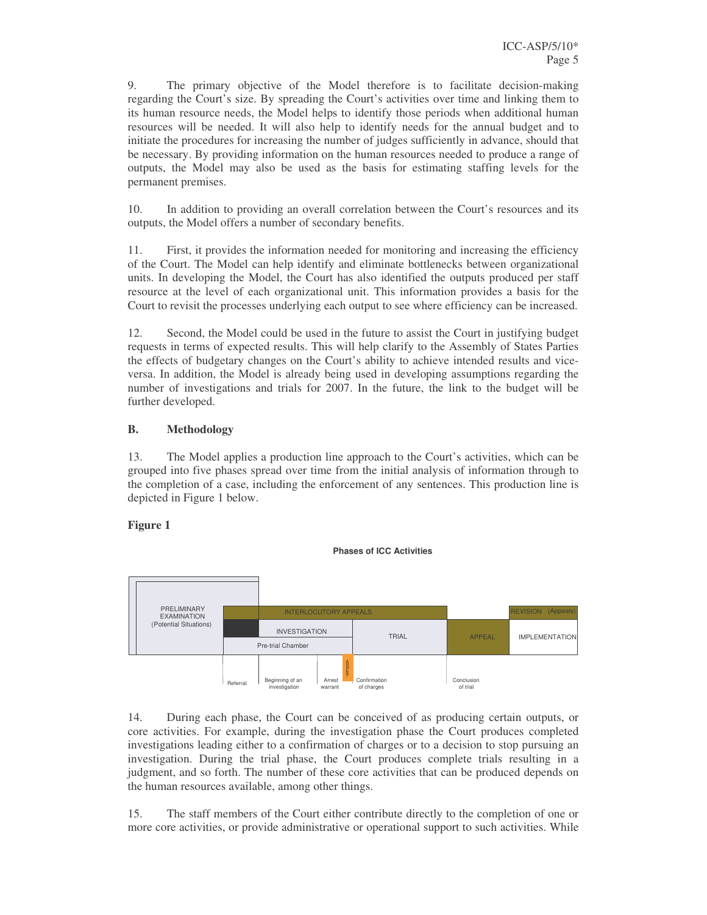9. The primary objective of the Model therefore is to facilitate decision-making regarding the Court's size. By spreading the Court's activities over time and linking them to its human resource needs, the Model helps to identify those periods when additional human resources will be needed. It will also help to identify needs for the annual budget and to initiate the procedures for increasing the number of judges sufficiently in advance, should that be necessary. By providing information on the human resources needed to produce a range of outputs, the Model may also be used as the basis for estimating staffing levels for the permanent premises.

10. In addition to providing an overall correlation between the Court's resources and its outputs, the Model offers a number of secondary benefits.

11. First, it provides the information needed for monitoring and increasing the efficiency of the Court. The Model can help identify and eliminate bottlenecks between organizational units. In developing the Model, the Court has also identified the outputs produced per staff resource at the level of each organizational unit. This information provides a basis for the Court to revisit the processes underlying each output to see where efficiency can be increased.

12. Second, the Model could be used in the future to assist the Court in justifying budget requests in terms of expected results. This will help clarify to the Assembly of States Parties the effects of budgetary changes on the Court's ability to achieve intended results and vice-versa. In addition, the Model is already being used in developing assumptions regarding the number of investigations and trials for 2007. In the future, the link to the budget will be further developed.

## B. Methodology

13. The Model applies a production line approach to the Court's activities, which can be grouped into five phases spread over time from the initial analysis of information through to the completion of a case, including the enforcement of any sentences. This production line is depicted in Figure 1 below.

**Figure 1**

**Phases of ICC Activities**

PRELIMINARY EXAMINATION (Potential Situations) | INTERLOCUTORY APPEALS | INVESTIGATION | Pre-trial Chamber | TRIAL | APPEAL | REVISION (Appeals) | IMPLEMENTATION

Referral | Beginning of an investigation | Arrest warrant | Confirmation of charges | Conclusion of trial

14. During each phase, the Court can be conceived of as producing certain outputs, or core activities. For example, during the investigation phase the Court produces completed investigations leading either to a confirmation of charges or to a decision to stop pursuing an investigation. During the trial phase, the Court produces complete trials resulting in a judgment, and so forth. The number of these core activities that can be produced depends on the human resources available, among other things.

15. The staff members of the Court either contribute directly to the completion of one or more core activities, or provide administrative or operational support to such activities. While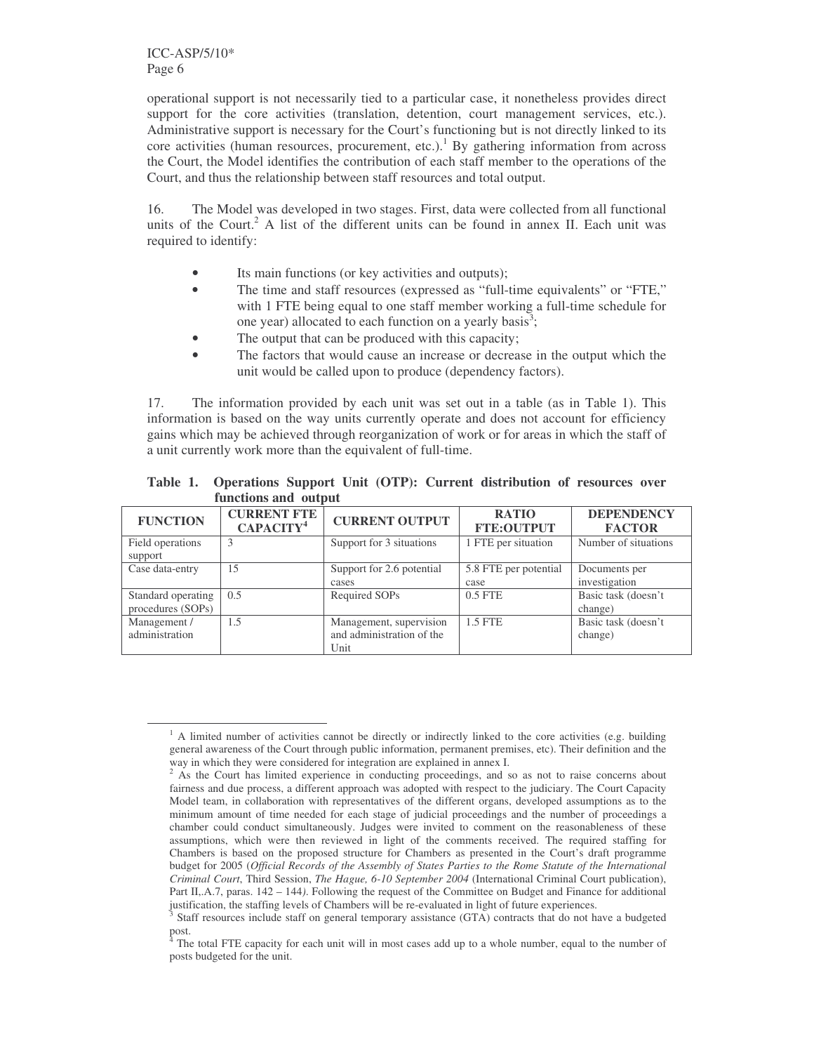operational support is not necessarily tied to a particular case, it nonetheless provides direct support for the core activities (translation, detention, court management services, etc.). Administrative support is necessary for the Court's functioning but is not directly linked to its core activities (human resources, procurement, etc.).[1] By gathering information from across the Court, the Model identifies the contribution of each staff member to the operations of the Court, and thus the relationship between staff resources and total output.

16. The Model was developed in two stages. First, data were collected from all functional units of the Court.[2] A list of the different units can be found in annex II. Each unit was required to identify:

- Its main functions (or key activities and outputs);
- The time and staff resources (expressed as "full-time equivalents" or "FTE," with 1 FTE being equal to one staff member working a full-time schedule for one year) allocated to each function on a yearly basis[3];
- The output that can be produced with this capacity;
- The factors that would cause an increase or decrease in the output which the unit would be called upon to produce (dependency factors).

17. The information provided by each unit was set out in a table (as in Table 1). This information is based on the way units currently operate and does not account for efficiency gains which may be achieved through reorganization of work or for areas in which the staff of a unit currently work more than the equivalent of full-time.

**Table 1. Operations Support Unit (OTP): Current distribution of resources over functions and output**

| FUNCTION | CURRENT FTE CAPACITY[4] | CURRENT OUTPUT | RATIO FTE:OUTPUT | DEPENDENCY FACTOR |
|---|---|---|---|---|
| Field operations support | 3 | Support for 3 situations | 1 FTE per situation | Number of situations |
| Case data-entry | 15 | Support for 2.6 potential cases | 5.8 FTE per potential case | Documents per investigation |
| Standard operating procedures (SOPs) | 0.5 | Required SOPs | 0.5 FTE | Basic task (doesn't change) |
| Management / administration | 1.5 | Management, supervision and administration of the Unit | 1.5 FTE | Basic task (doesn't change) |

[1] A limited number of activities cannot be directly or indirectly linked to the core activities (e.g. building general awareness of the Court through public information, permanent premises, etc). Their definition and the way in which they were considered for integration are explained in annex I.

[2] As the Court has limited experience in conducting proceedings, and so as not to raise concerns about fairness and due process, a different approach was adopted with respect to the judiciary. The Court Capacity Model team, in collaboration with representatives of the different organs, developed assumptions as to the minimum amount of time needed for each stage of judicial proceedings and the number of proceedings a chamber could conduct simultaneously. Judges were invited to comment on the reasonableness of these assumptions, which were then reviewed in light of the comments received. The required staffing for Chambers is based on the proposed structure for Chambers as presented in the Court's draft programme budget for 2005 (*Official Records of the Assembly of States Parties to the Rome Statute of the International Criminal Court*, Third Session, *The Hague, 6-10 September 2004* (International Criminal Court publication), Part II,.A.7, paras. 142 – 144). Following the request of the Committee on Budget and Finance for additional justification, the staffing levels of Chambers will be re-evaluated in light of future experiences.

[3] Staff resources include staff on general temporary assistance (GTA) contracts that do not have a budgeted post.

[4] The total FTE capacity for each unit will in most cases add up to a whole number, equal to the number of posts budgeted for the unit.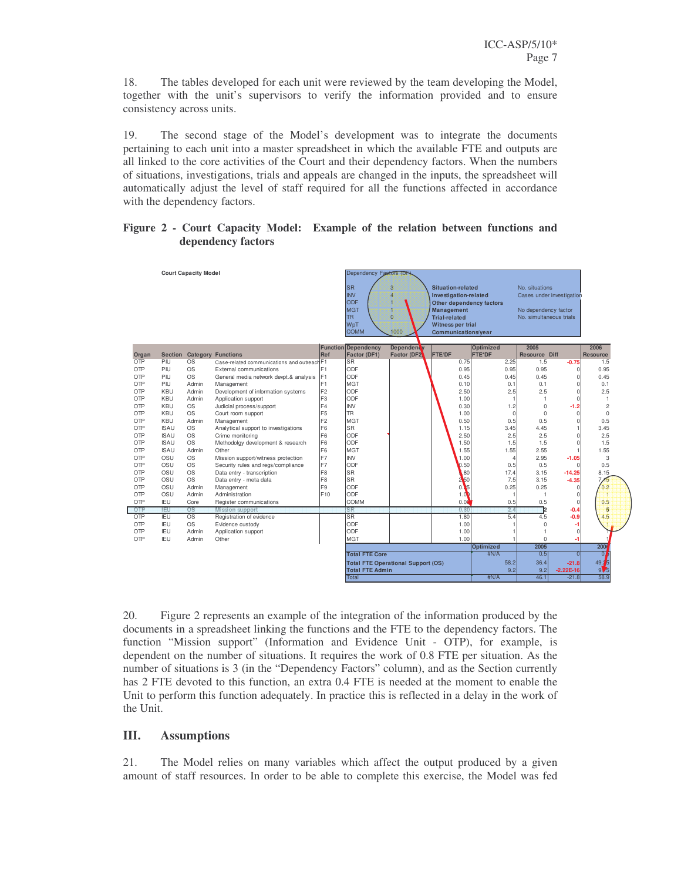18. The tables developed for each unit were reviewed by the team developing the Model, together with the unit's supervisors to verify the information provided and to ensure consistency across units.

19. The second stage of the Model's development was to integrate the documents pertaining to each unit into a master spreadsheet in which the available FTE and outputs are all linked to the core activities of the Court and their dependency factors. When the numbers of situations, investigations, trials and appeals are changed in the inputs, the spreadsheet will automatically adjust the level of staff required for all the functions affected in accordance with the dependency factors.

**Figure 2 - Court Capacity Model: Example of the relation between functions and dependency factors**

Court Capacity Model

| Dependency Factors (DF) | | | |
|---|---|---|---|
| SR | 3 | Situation-related | No. situations |
| INV | 4 | Investigation-related | Cases under investigation |
| ODF | 1 | Other dependency factors | |
| MGT | 1 | Management | No dependency factor |
| TR | 0 | Trial-related | No. simultaneous trials |
| WpT | | Witness per trial | |
| COMM | 1000 | Communications/year | |

| Organ | Section | Category | Functions | Function Ref | Dependency Factor (DF1) | Dependency Factor (DF2) | FTE/DF | Optimized FTE*DF | 2005 Resource | Diff | 2006 Resource |
|---|---|---|---|---|---|---|---|---|---|---|---|
| OTP | PIU | OS | Case-related communications and outreach | F1 | SR | | 0.75 | 2.25 | 1.5 | -0.75 | 1.5 |
| OTP | PIU | OS | External communications | F1 | ODF | | 0.95 | 0.95 | 0.95 | 0 | 0.95 |
| OTP | PIU | OS | General media network devpt.& analysis | F1 | ODF | | 0.45 | 0.45 | 0.45 | 0 | 0.45 |
| OTP | PIU | Admin | Management | F1 | MGT | | 0.10 | 0.1 | 0.1 | 0 | 0.1 |
| OTP | KBU | Admin | Development of information systems | F2 | ODF | | 2.50 | 2.5 | 2.5 | 0 | 2.5 |
| OTP | KBU | Admin | Application support | F3 | ODF | | 1.00 | 1 | 1 | 0 | 1 |
| OTP | KBU | OS | Judicial process/support | F4 | INV | | 0.30 | 1.2 | 0 | -1.2 | 2 |
| OTP | KBU | OS | Court room support | F5 | TR | | 1.00 | 0 | 0 | 0 | 0 |
| OTP | KBU | Admin | Management | F2 | MGT | | 0.50 | 0.5 | 0.5 | 0 | 0.5 |
| OTP | ISAU | OS | Analytical support to investigations | F6 | SR | | 1.15 | 3.45 | 4.45 | 1 | 3.45 |
| OTP | ISAU | OS | Crime monitoring | F6 | ODF | | 2.50 | 2.5 | 2.5 | 0 | 2.5 |
| OTP | ISAU | OS | Methodology development & research | F6 | ODF | | 1.50 | 1.5 | 1.5 | 0 | 1.5 |
| OTP | ISAU | Admin | Other | F6 | MGT | | 1.55 | 1.55 | 2.55 | 1 | 1.55 |
| OTP | OSU | OS | Mission support/witness protection | F7 | INV | | 1.00 | 4 | 2.95 | -1.05 | 3 |
| OTP | OSU | OS | Security rules and regs/compliance | F7 | ODF | | 0.50 | 0.5 | 0.5 | 0 | 0.5 |
| OTP | OSU | OS | Data entry - transcription | F8 | SR | | 5.80 | 17.4 | 3.15 | -14.25 | 8.15 |
| OTP | OSU | OS | Data entry - meta data | F8 | SR | | 2.50 | 7.5 | 3.15 | -4.35 | 7.15 |
| OTP | OSU | Admin | Management | F9 | ODF | | 0.25 | 0.25 | 0.25 | 0 | 0.2 |
| OTP | OSU | Admin | Administration | F10 | ODF | | 1.00 | 1 | 1 | 0 | 1 |
| OTP | IEU | Core | Register communications | | COMM | | 0.00 | 0.5 | 0.5 | 0 | 0.5 |
| OTP | IEU | OS | Mission support | | SR | | 0.80 | 2.4 | 2 | -0.4 | 5 |
| OTP | IEU | OS | Registration of evidence | | SR | | 1.80 | 5.4 | 4.5 | -0.9 | 4.5 |
| OTP | IEU | OS | Evidence custody | | ODF | | 1.00 | 1 | 0 | -1 | 1 |
| OTP | IEU | Admin | Application support | | ODF | | 1.00 | 1 | 1 | 0 | 1 |
| OTP | IEU | Admin | Other | | MGT | | 1.00 | 1 | 0 | -1 | 1 |
| | | | | | | | | Optimized | 2005 | | 2006 |
| | | | | | Total FTE Core | | | #N/A | 0.5 | 0 | 0.5 |
| | | | | | Total FTE Operational Support (OS) | | | 58.2 | 36.4 | -21.8 | 49.15 |
| | | | | | Total FTE Admin | | | 9.2 | 9.2 | -2.22E-16 | 9.15 |
| | | | | | Total | | | #N/A | 46.1 | -21.8 | 58.9 |

20. Figure 2 represents an example of the integration of the information produced by the documents in a spreadsheet linking the functions and the FTE to the dependency factors. The function "Mission support" (Information and Evidence Unit - OTP), for example, is dependent on the number of situations. It requires the work of 0.8 FTE per situation. As the number of situations is 3 (in the "Dependency Factors" column), and as the Section currently has 2 FTE devoted to this function, an extra 0.4 FTE is needed at the moment to enable the Unit to perform this function adequately. In practice this is reflected in a delay in the work of the Unit.

## III. Assumptions

21. The Model relies on many variables which affect the output produced by a given amount of staff resources. In order to be able to complete this exercise, the Model was fed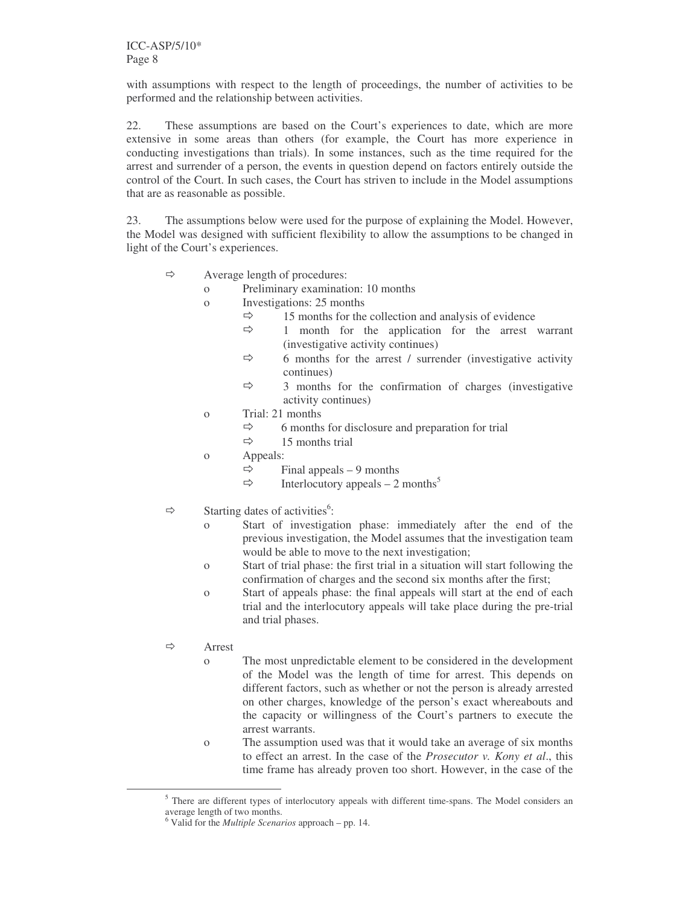with assumptions with respect to the length of proceedings, the number of activities to be performed and the relationship between activities.

22. These assumptions are based on the Court's experiences to date, which are more extensive in some areas than others (for example, the Court has more experience in conducting investigations than trials). In some instances, such as the time required for the arrest and surrender of a person, the events in question depend on factors entirely outside the control of the Court. In such cases, the Court has striven to include in the Model assumptions that are as reasonable as possible.

23. The assumptions below were used for the purpose of explaining the Model. However, the Model was designed with sufficient flexibility to allow the assumptions to be changed in light of the Court's experiences.

- ⇨ Average length of procedures:
  - o Preliminary examination: 10 months
  - o Investigations: 25 months
    - ⇨ 15 months for the collection and analysis of evidence
    - ⇨ 1 month for the application for the arrest warrant (investigative activity continues)
    - ⇨ 6 months for the arrest / surrender (investigative activity continues)
    - ⇨ 3 months for the confirmation of charges (investigative activity continues)
  - o Trial: 21 months
    - ⇨ 6 months for disclosure and preparation for trial
    - ⇨ 15 months trial
  - o Appeals:
    - ⇨ Final appeals – 9 months
    - ⇨ Interlocutory appeals – 2 months[5]

- ⇨ Starting dates of activities[6]:
  - o Start of investigation phase: immediately after the end of the previous investigation, the Model assumes that the investigation team would be able to move to the next investigation;
  - o Start of trial phase: the first trial in a situation will start following the confirmation of charges and the second six months after the first;
  - o Start of appeals phase: the final appeals will start at the end of each trial and the interlocutory appeals will take place during the pre-trial and trial phases.

- ⇨ Arrest
  - o The most unpredictable element to be considered in the development of the Model was the length of time for arrest. This depends on different factors, such as whether or not the person is already arrested on other charges, knowledge of the person's exact whereabouts and the capacity or willingness of the Court's partners to execute the arrest warrants.
  - o The assumption used was that it would take an average of six months to effect an arrest. In the case of the *Prosecutor v. Kony et al*., this time frame has already proven too short. However, in the case of the

[5] There are different types of interlocutory appeals with different time-spans. The Model considers an average length of two months.

[6] Valid for the *Multiple Scenarios* approach – pp. 14.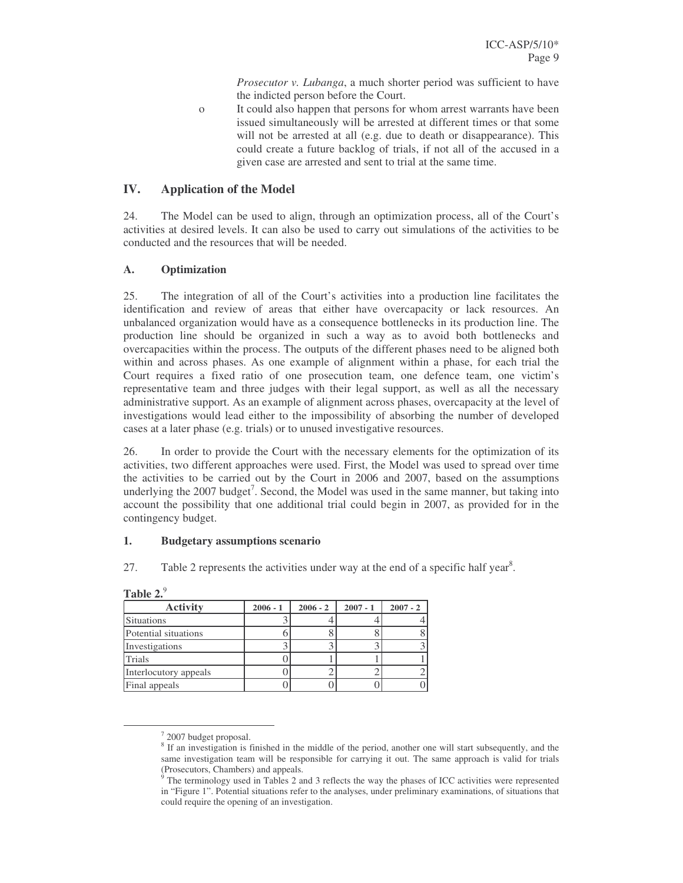*Prosecutor v. Lubanga*, a much shorter period was sufficient to have the indicted person before the Court.

- It could also happen that persons for whom arrest warrants have been issued simultaneously will be arrested at different times or that some will not be arrested at all (e.g. due to death or disappearance). This could create a future backlog of trials, if not all of the accused in a given case are arrested and sent to trial at the same time.

## IV. Application of the Model

24. The Model can be used to align, through an optimization process, all of the Court's activities at desired levels. It can also be used to carry out simulations of the activities to be conducted and the resources that will be needed.

### A. Optimization

25. The integration of all of the Court's activities into a production line facilitates the identification and review of areas that either have overcapacity or lack resources. An unbalanced organization would have as a consequence bottlenecks in its production line. The production line should be organized in such a way as to avoid both bottlenecks and overcapacities within the process. The outputs of the different phases need to be aligned both within and across phases. As one example of alignment within a phase, for each trial the Court requires a fixed ratio of one prosecution team, one defence team, one victim's representative team and three judges with their legal support, as well as all the necessary administrative support. As an example of alignment across phases, overcapacity at the level of investigations would lead either to the impossibility of absorbing the number of developed cases at a later phase (e.g. trials) or to unused investigative resources.

26. In order to provide the Court with the necessary elements for the optimization of its activities, two different approaches were used. First, the Model was used to spread over time the activities to be carried out by the Court in 2006 and 2007, based on the assumptions underlying the 2007 budget[7]. Second, the Model was used in the same manner, but taking into account the possibility that one additional trial could begin in 2007, as provided for in the contingency budget.

#### 1. Budgetary assumptions scenario

27. Table 2 represents the activities under way at the end of a specific half year[8].

**Table 2.**[9]

| Activity | 2006 - 1 | 2006 - 2 | 2007 - 1 | 2007 - 2 |
|---|---|---|---|---|
| Situations | 3 | 4 | 4 | 4 |
| Potential situations | 6 | 8 | 8 | 8 |
| Investigations | 3 | 3 | 3 | 3 |
| Trials | 0 | 1 | 1 | 1 |
| Interlocutory appeals | 0 | 2 | 2 | 2 |
| Final appeals | 0 | 0 | 0 | 0 |

[7] 2007 budget proposal.

[8] If an investigation is finished in the middle of the period, another one will start subsequently, and the same investigation team will be responsible for carrying it out. The same approach is valid for trials (Prosecutors, Chambers) and appeals.

[9] The terminology used in Tables 2 and 3 reflects the way the phases of ICC activities were represented in "Figure 1". Potential situations refer to the analyses, under preliminary examinations, of situations that could require the opening of an investigation.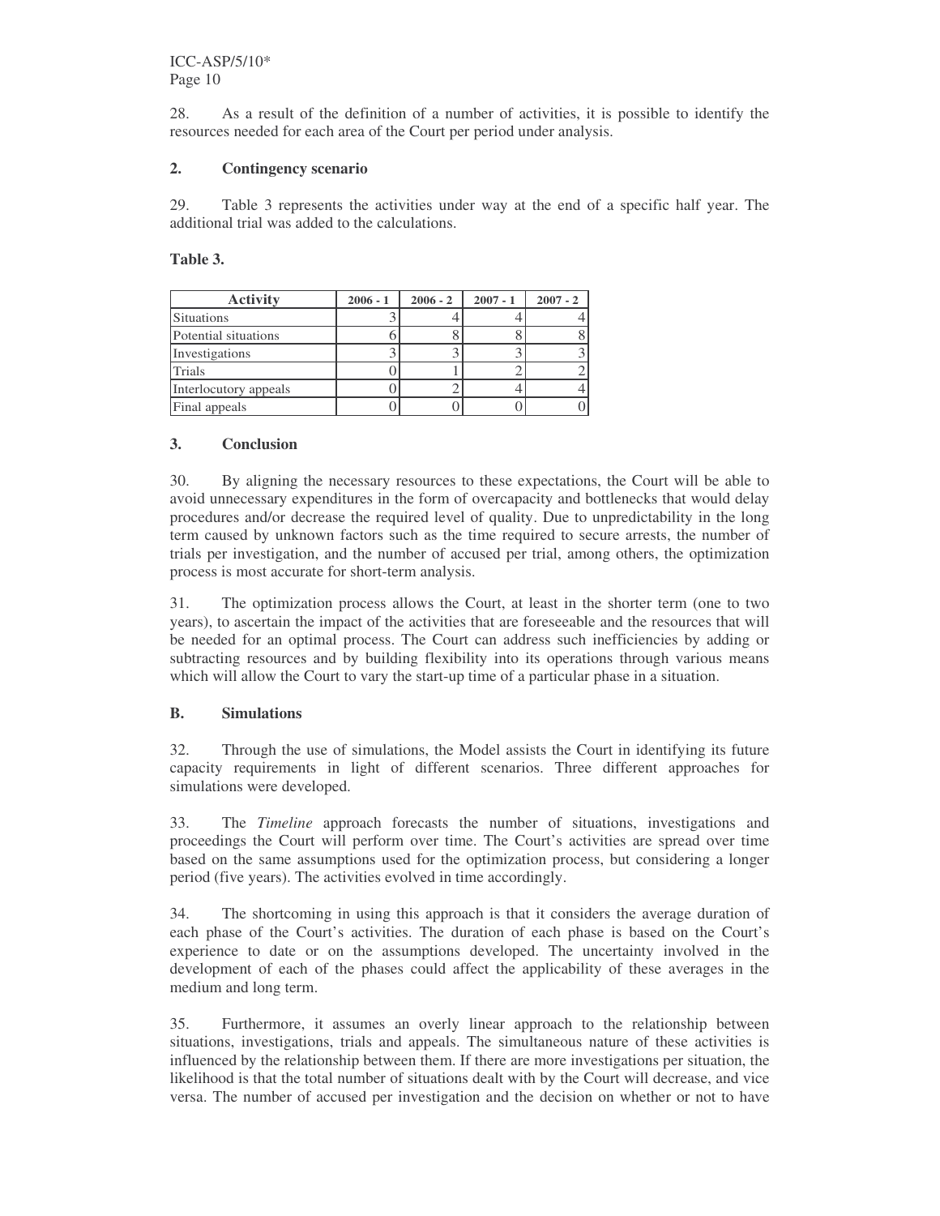28. As a result of the definition of a number of activities, it is possible to identify the resources needed for each area of the Court per period under analysis.

### 2. Contingency scenario

29. Table 3 represents the activities under way at the end of a specific half year. The additional trial was added to the calculations.

**Table 3.**

| Activity | 2006 - 1 | 2006 - 2 | 2007 - 1 | 2007 - 2 |
|---|---|---|---|---|
| Situations | 3 | 4 | 4 | 4 |
| Potential situations | 6 | 8 | 8 | 8 |
| Investigations | 3 | 3 | 3 | 3 |
| Trials | 0 | 1 | 2 | 2 |
| Interlocutory appeals | 0 | 2 | 4 | 4 |
| Final appeals | 0 | 0 | 0 | 0 |

### 3. Conclusion

30. By aligning the necessary resources to these expectations, the Court will be able to avoid unnecessary expenditures in the form of overcapacity and bottlenecks that would delay procedures and/or decrease the required level of quality. Due to unpredictability in the long term caused by unknown factors such as the time required to secure arrests, the number of trials per investigation, and the number of accused per trial, among others, the optimization process is most accurate for short-term analysis.

31. The optimization process allows the Court, at least in the shorter term (one to two years), to ascertain the impact of the activities that are foreseeable and the resources that will be needed for an optimal process. The Court can address such inefficiencies by adding or subtracting resources and by building flexibility into its operations through various means which will allow the Court to vary the start-up time of a particular phase in a situation.

## B. Simulations

32. Through the use of simulations, the Model assists the Court in identifying its future capacity requirements in light of different scenarios. Three different approaches for simulations were developed.

33. The *Timeline* approach forecasts the number of situations, investigations and proceedings the Court will perform over time. The Court's activities are spread over time based on the same assumptions used for the optimization process, but considering a longer period (five years). The activities evolved in time accordingly.

34. The shortcoming in using this approach is that it considers the average duration of each phase of the Court's activities. The duration of each phase is based on the Court's experience to date or on the assumptions developed. The uncertainty involved in the development of each of the phases could affect the applicability of these averages in the medium and long term.

35. Furthermore, it assumes an overly linear approach to the relationship between situations, investigations, trials and appeals. The simultaneous nature of these activities is influenced by the relationship between them. If there are more investigations per situation, the likelihood is that the total number of situations dealt with by the Court will decrease, and vice versa. The number of accused per investigation and the decision on whether or not to have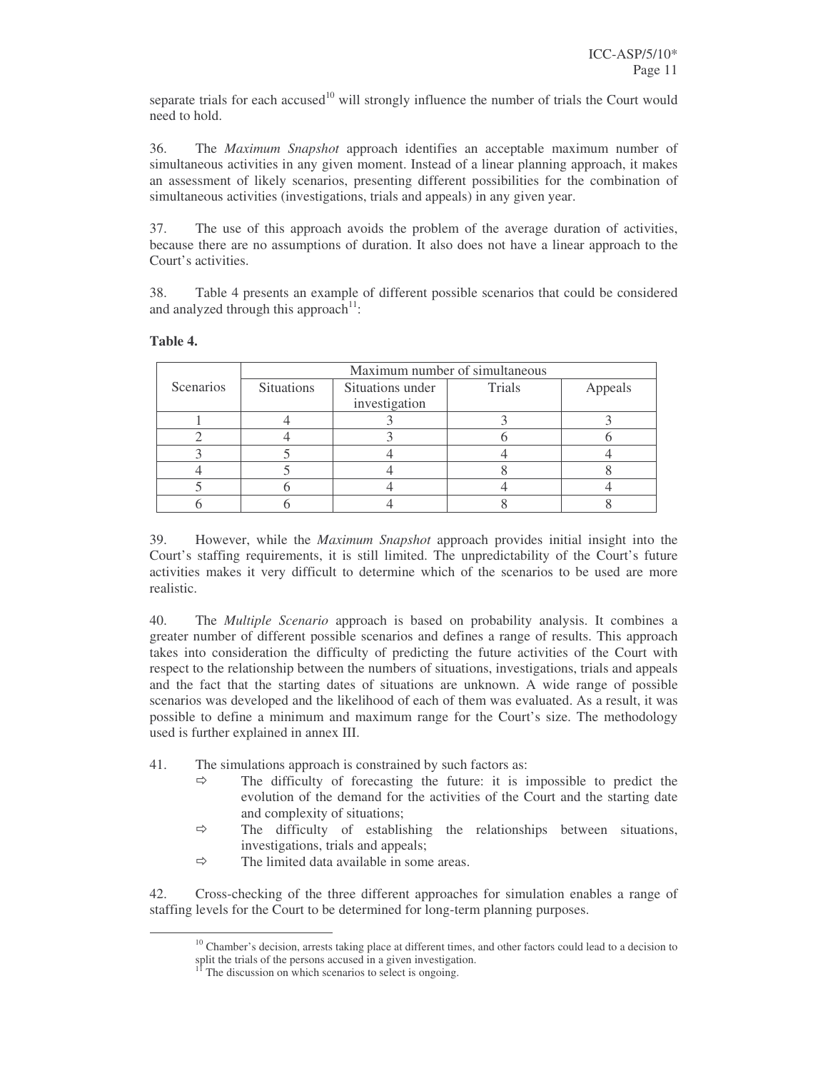separate trials for each accused[10] will strongly influence the number of trials the Court would need to hold.

36. The *Maximum Snapshot* approach identifies an acceptable maximum number of simultaneous activities in any given moment. Instead of a linear planning approach, it makes an assessment of likely scenarios, presenting different possibilities for the combination of simultaneous activities (investigations, trials and appeals) in any given year.

37. The use of this approach avoids the problem of the average duration of activities, because there are no assumptions of duration. It also does not have a linear approach to the Court's activities.

38. Table 4 presents an example of different possible scenarios that could be considered and analyzed through this approach[11]:

**Table 4.**

| Scenarios | Maximum number of simultaneous | | | |
|---|---|---|---|---|
| | Situations | Situations under investigation | Trials | Appeals |
| 1 | 4 | 3 | 3 | 3 |
| 2 | 4 | 3 | 6 | 6 |
| 3 | 5 | 4 | 4 | 4 |
| 4 | 5 | 4 | 8 | 8 |
| 5 | 6 | 4 | 4 | 4 |
| 6 | 6 | 4 | 8 | 8 |

39. However, while the *Maximum Snapshot* approach provides initial insight into the Court's staffing requirements, it is still limited. The unpredictability of the Court's future activities makes it very difficult to determine which of the scenarios to be used are more realistic.

40. The *Multiple Scenario* approach is based on probability analysis. It combines a greater number of different possible scenarios and defines a range of results. This approach takes into consideration the difficulty of predicting the future activities of the Court with respect to the relationship between the numbers of situations, investigations, trials and appeals and the fact that the starting dates of situations are unknown. A wide range of possible scenarios was developed and the likelihood of each of them was evaluated. As a result, it was possible to define a minimum and maximum range for the Court's size. The methodology used is further explained in annex III.

41. The simulations approach is constrained by such factors as:

- ⇨ The difficulty of forecasting the future: it is impossible to predict the evolution of the demand for the activities of the Court and the starting date and complexity of situations;
- ⇨ The difficulty of establishing the relationships between situations, investigations, trials and appeals;
- ⇨ The limited data available in some areas.

42. Cross-checking of the three different approaches for simulation enables a range of staffing levels for the Court to be determined for long-term planning purposes.

[10] Chamber's decision, arrests taking place at different times, and other factors could lead to a decision to split the trials of the persons accused in a given investigation.

[11] The discussion on which scenarios to select is ongoing.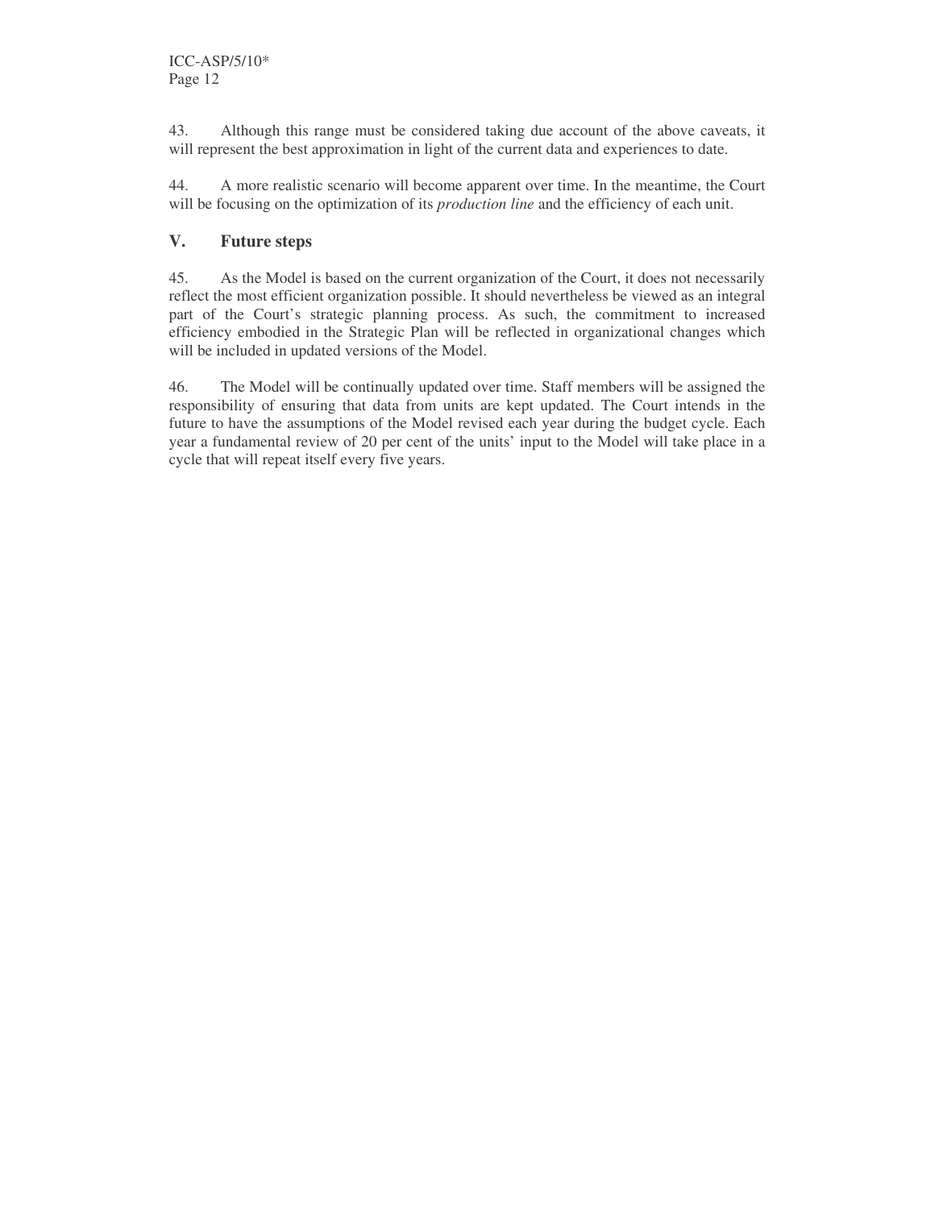43. Although this range must be considered taking due account of the above caveats, it will represent the best approximation in light of the current data and experiences to date.

44. A more realistic scenario will become apparent over time. In the meantime, the Court will be focusing on the optimization of its *production line* and the efficiency of each unit.

## V. Future steps

45. As the Model is based on the current organization of the Court, it does not necessarily reflect the most efficient organization possible. It should nevertheless be viewed as an integral part of the Court's strategic planning process. As such, the commitment to increased efficiency embodied in the Strategic Plan will be reflected in organizational changes which will be included in updated versions of the Model.

46. The Model will be continually updated over time. Staff members will be assigned the responsibility of ensuring that data from units are kept updated. The Court intends in the future to have the assumptions of the Model revised each year during the budget cycle. Each year a fundamental review of 20 per cent of the units' input to the Model will take place in a cycle that will repeat itself every five years.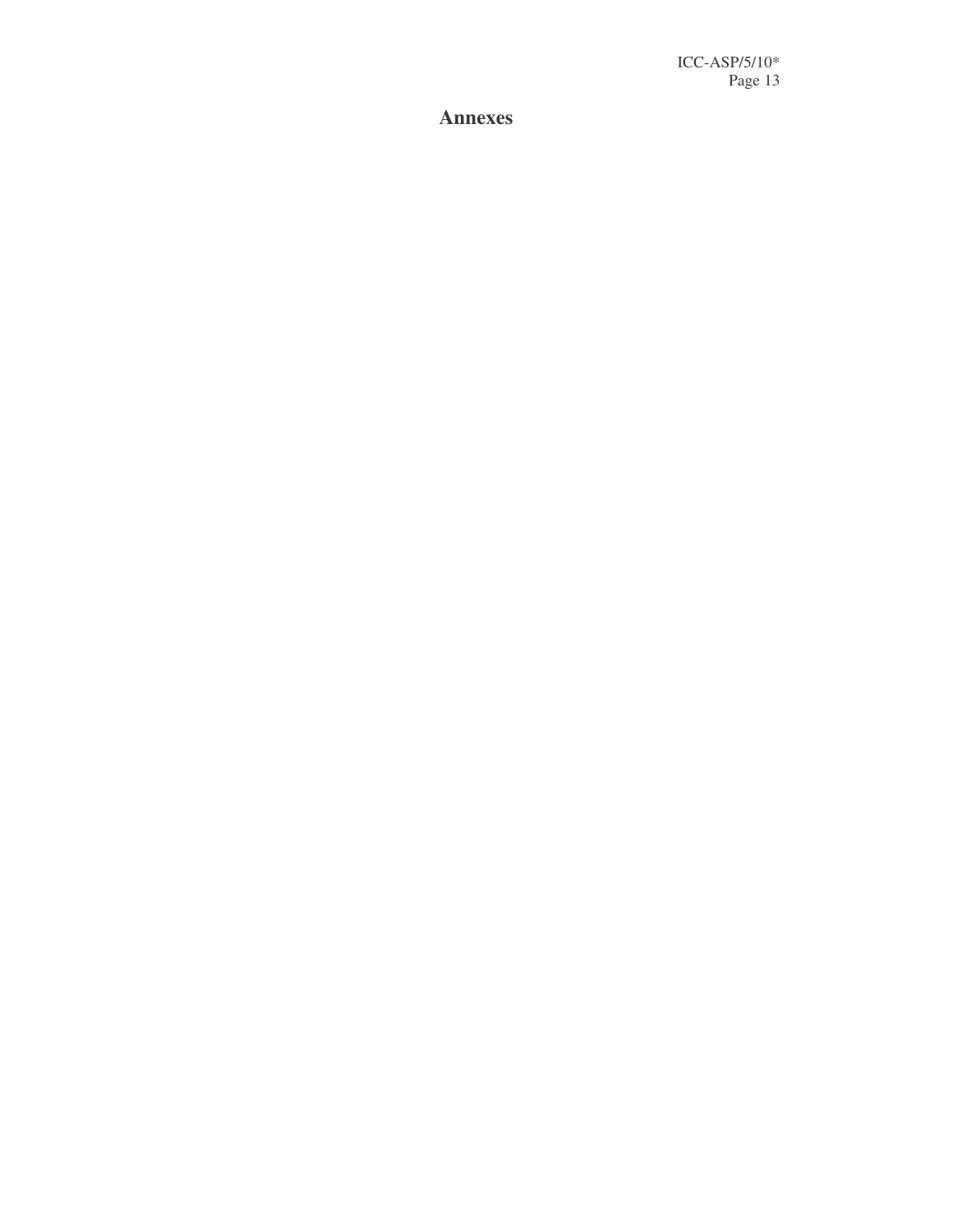# Annexes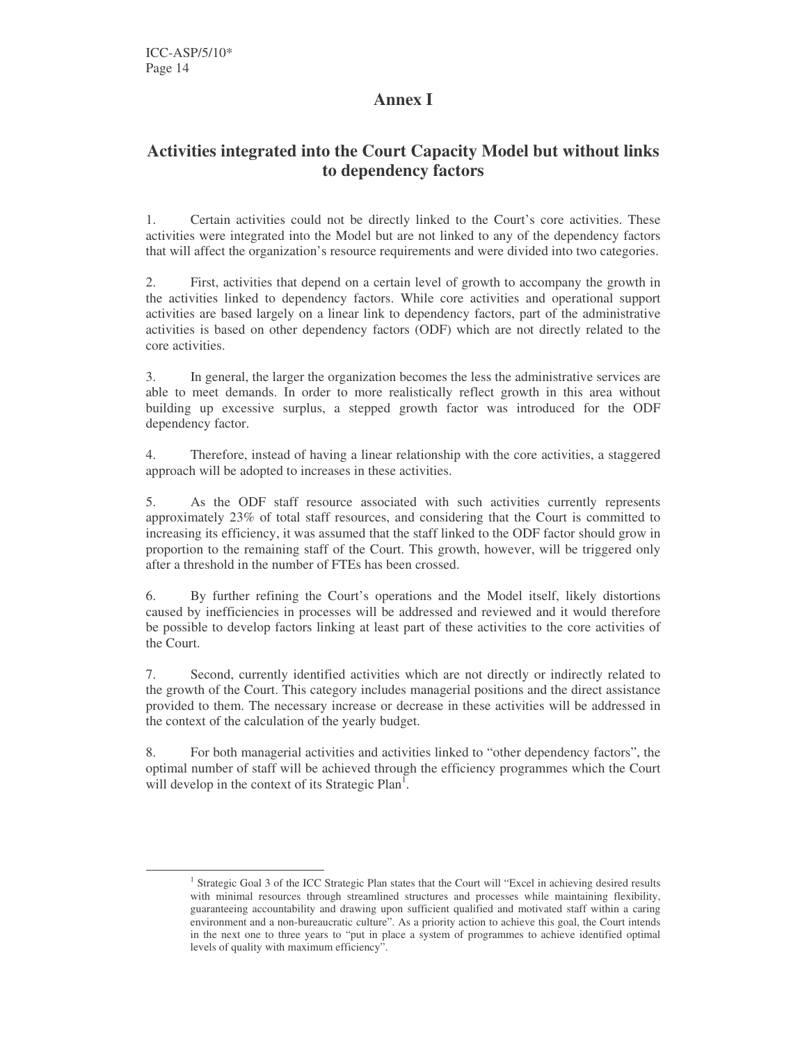# Annex I

## Activities integrated into the Court Capacity Model but without links to dependency factors

1. Certain activities could not be directly linked to the Court's core activities. These activities were integrated into the Model but are not linked to any of the dependency factors that will affect the organization's resource requirements and were divided into two categories.

2. First, activities that depend on a certain level of growth to accompany the growth in the activities linked to dependency factors. While core activities and operational support activities are based largely on a linear link to dependency factors, part of the administrative activities is based on other dependency factors (ODF) which are not directly related to the core activities.

3. In general, the larger the organization becomes the less the administrative services are able to meet demands. In order to more realistically reflect growth in this area without building up excessive surplus, a stepped growth factor was introduced for the ODF dependency factor.

4. Therefore, instead of having a linear relationship with the core activities, a staggered approach will be adopted to increases in these activities.

5. As the ODF staff resource associated with such activities currently represents approximately 23% of total staff resources, and considering that the Court is committed to increasing its efficiency, it was assumed that the staff linked to the ODF factor should grow in proportion to the remaining staff of the Court. This growth, however, will be triggered only after a threshold in the number of FTEs has been crossed.

6. By further refining the Court's operations and the Model itself, likely distortions caused by inefficiencies in processes will be addressed and reviewed and it would therefore be possible to develop factors linking at least part of these activities to the core activities of the Court.

7. Second, currently identified activities which are not directly or indirectly related to the growth of the Court. This category includes managerial positions and the direct assistance provided to them. The necessary increase or decrease in these activities will be addressed in the context of the calculation of the yearly budget.

8. For both managerial activities and activities linked to "other dependency factors", the optimal number of staff will be achieved through the efficiency programmes which the Court will develop in the context of its Strategic Plan[1].

[1] Strategic Goal 3 of the ICC Strategic Plan states that the Court will "Excel in achieving desired results with minimal resources through streamlined structures and processes while maintaining flexibility, guaranteeing accountability and drawing upon sufficient qualified and motivated staff within a caring environment and a non-bureaucratic culture". As a priority action to achieve this goal, the Court intends in the next one to three years to "put in place a system of programmes to achieve identified optimal levels of quality with maximum efficiency".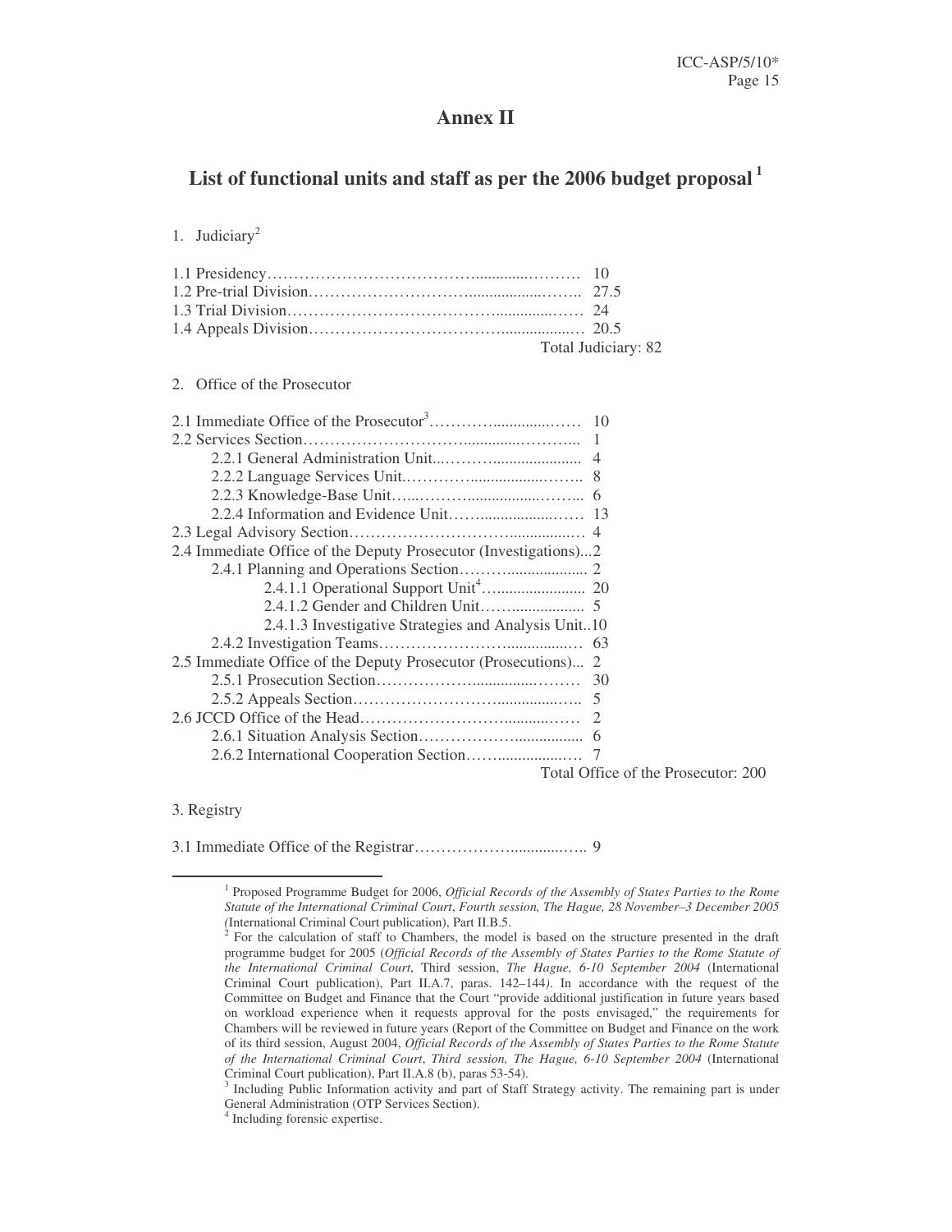# Annex II

## List of functional units and staff as per the 2006 budget proposal[1]

1. Judiciary[2]

1.1 Presidency………………………………….............………. 10
1.2 Pre-trial Division………………………….................…….. 27.5
1.3 Trial Division……………………………………..............…. 24
1.4 Appeals Division……………………………….................… 20.5
Total Judiciary: 82

2. Office of the Prosecutor

2.1 Immediate Office of the Prosecutor[3]…………..............…… 10
2.2 Services Section…………………………..............………... 1
    2.2.1 General Administration Unit...…………...................... 4
    2.2.2 Language Services Unit.…………..................……... 8
    2.2.3 Knowledge-Base Unit…...………...................……... 6
    2.2.4 Information and Evidence Unit……...................…… 13
2.3 Legal Advisory Section…………………………................… 4
2.4 Immediate Office of the Deputy Prosecutor (Investigations)...2
    2.4.1 Planning and Operations Section………................... 2
        2.4.1.1 Operational Support Unit[4]…..................... 20
        2.4.1.2 Gender and Children Unit……................... 5
        2.4.1.3 Investigative Strategies and Analysis Unit..10
    2.4.2 Investigation Teams……………………................… 63
2.5 Immediate Office of the Deputy Prosecutor (Prosecutions)... 2
    2.5.1 Prosecution Section……………….............……… 30
    2.5.2 Appeals Section………………………...............….. 5
2.6 JCCD Office of the Head……………………...........…… 2
    2.6.1 Situation Analysis Section………………................ 6
    2.6.2 International Cooperation Section……...............…. 7
Total Office of the Prosecutor: 200

3. Registry

3.1 Immediate Office of the Registrar………………............….. 9

---

[1] Proposed Programme Budget for 2006, *Official Records of the Assembly of States Parties to the Rome Statute of the International Criminal Court*, *Fourth session, The Hague, 28 November–3 December 2005* (International Criminal Court publication), Part II.B.5.

[2] For the calculation of staff to Chambers, the model is based on the structure presented in the draft programme budget for 2005 (*Official Records of the Assembly of States Parties to the Rome Statute of the International Criminal Court*, Third session, *The Hague, 6-10 September 2004* (International Criminal Court publication), Part II.A.7, paras. 142–144). In accordance with the request of the Committee on Budget and Finance that the Court "provide additional justification in future years based on workload experience when it requests approval for the posts envisaged," the requirements for Chambers will be reviewed in future years (Report of the Committee on Budget and Finance on the work of its third session, August 2004, *Official Records of the Assembly of States Parties to the Rome Statute of the International Criminal Court*, *Third session, The Hague, 6-10 September 2004* (International Criminal Court publication), Part II.A.8 (b), paras 53-54).

[3] Including Public Information activity and part of Staff Strategy activity. The remaining part is under General Administration (OTP Services Section).

[4] Including forensic expertise.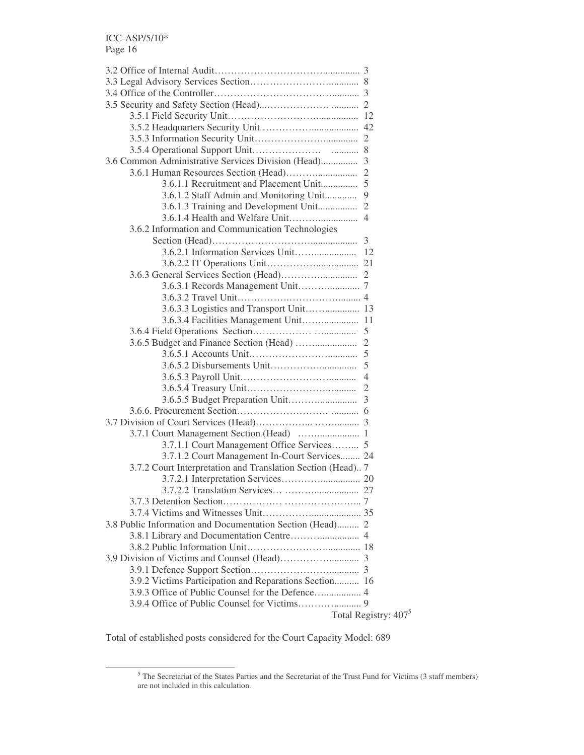3.2 Office of Internal Audit………………………………............... 3
3.3 Legal Advisory Services Section…………………….............. 8
3.4 Office of the Controller…………………………………........... 3
3.5 Security and Safety Section (Head)..………………… ........... 2
  3.5.1 Field Security Unit……………………….................. 12
  3.5.2 Headquarters Security Unit ……………..................... 42
  3.5.3 Information Security Unit………………….............. 2
  3.5.4 Operational Support Unit………………… ........... 8
3.6 Common Administrative Services Division (Head)............... 3
  3.6.1 Human Resources Section (Head)……….................. 2
    3.6.1.1 Recruitment and Placement Unit............... 5
    3.6.1.2 Staff Admin and Monitoring Unit............. 9
    3.6.1.3 Training and Development Unit................ 2
    3.6.1.4 Health and Welfare Unit………................ 4
  3.6.2 Information and Communication Technologies Section (Head)…………………………................... 3
    3.6.2.1 Information Services Unit…….................. 12
    3.6.2.2 IT Operations Unit……………................. 21
  3.6.3 General Services Section (Head)……….................. 2
    3.6.3.1 Records Management Unit……............... 7
    3.6.3.2 Travel Unit………………………………........ 4
    3.6.3.3 Logistics and Transport Unit…….............. 13
    3.6.3.4 Facilities Management Unit…….............. 11
  3.6.4 Field Operations Section……………… …............ 5
  3.6.5 Budget and Finance Section (Head) ……................. 2
    3.6.5.1 Accounts Unit…………………….......... 5
    3.6.5.2 Disbursements Unit…………….............. 5
    3.6.5.3 Payroll Unit…………………………......... 4
    3.6.5.4 Treasury Unit……………………............ 2
    3.6.5.5 Budget Preparation Unit………................ 3
  3.6.6. Procurement Section……………………… ........... 6
3.7 Division of Court Services (Head)……………... ……......... 3
  3.7.1 Court Management Section (Head) …….................. 1
    3.7.1.1 Court Management Office Services……... 5
    3.7.1.2 Court Management In-Court Services........ 24
  3.7.2 Court Interpretation and Translation Section (Head).. 7
    3.7.2.1 Interpretation Services………….............. 20
    3.7.2.2 Translation Services… ……….................. 27
  3.7.3 Detention Section……………… …………………... 7
  3.7.4 Victims and Witnesses Unit……………..................... 35
3.8 Public Information and Documentation Section (Head)......... 2
  3.8.1 Library and Documentation Centre………................. 4
  3.8.2 Public Information Unit…………………….............. 18
3.9 Division of Victims and Counsel (Head)…………............ 3
  3.9.1 Defence Support Section………………………........... 3
  3.9.2 Victims Participation and Reparations Section.......... 16
  3.9.3 Office of Public Counsel for the Defence…............... 4
  3.9.4 Office of Public Counsel for Victims………........... 9

Total Registry: 407[5]

Total of established posts considered for the Court Capacity Model: 689

[5] The Secretariat of the States Parties and the Secretariat of the Trust Fund for Victims (3 staff members) are not included in this calculation.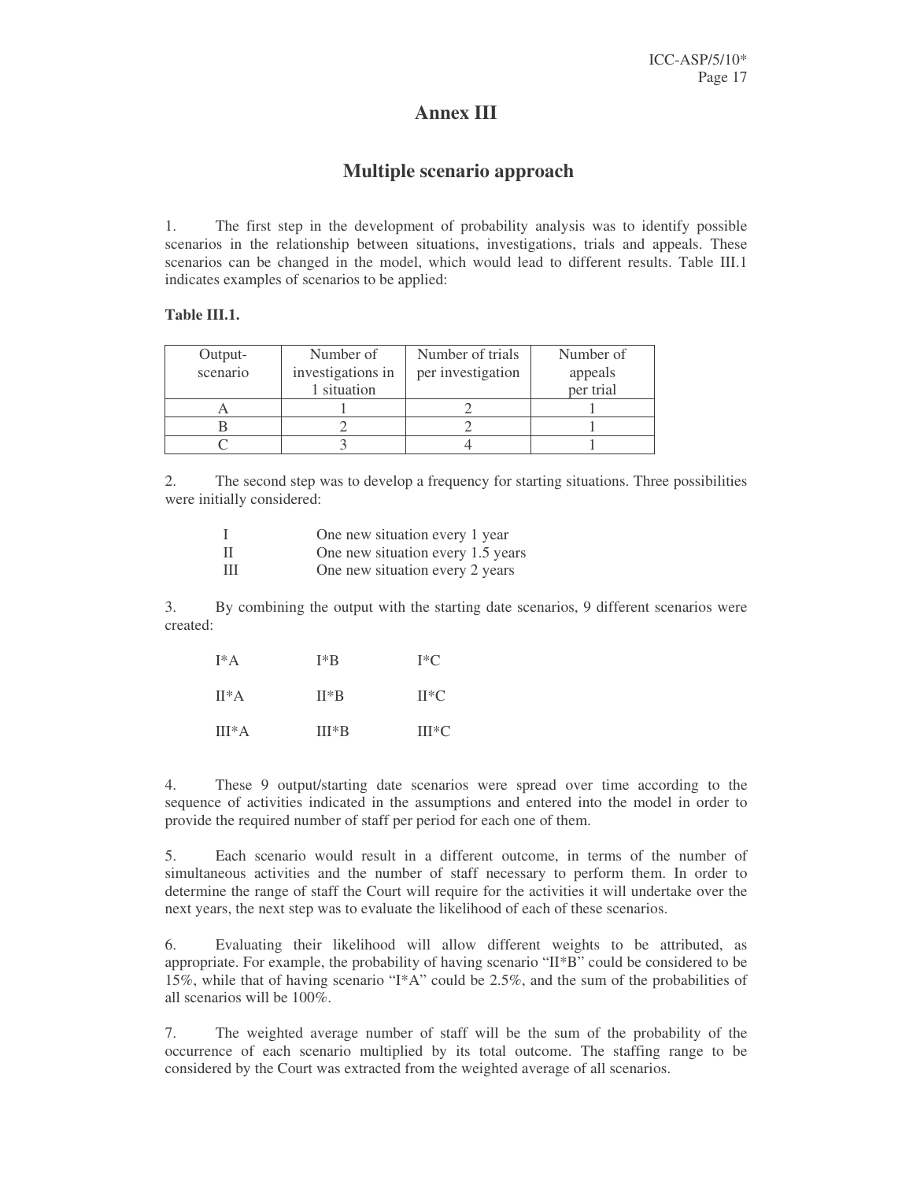# Annex III

## Multiple scenario approach

1. The first step in the development of probability analysis was to identify possible scenarios in the relationship between situations, investigations, trials and appeals. These scenarios can be changed in the model, which would lead to different results. Table III.1 indicates examples of scenarios to be applied:

**Table III.1.**

| Output-scenario | Number of investigations in 1 situation | Number of trials per investigation | Number of appeals per trial |
|---|---|---|---|
| A | 1 | 2 | 1 |
| B | 2 | 2 | 1 |
| C | 3 | 4 | 1 |

2. The second step was to develop a frequency for starting situations. Three possibilities were initially considered:

| | |
|---|---|
| I | One new situation every 1 year |
| II | One new situation every 1.5 years |
| III | One new situation every 2 years |

3. By combining the output with the starting date scenarios, 9 different scenarios were created:

| | | |
|---|---|---|
| I*A | I*B | I*C |
| II*A | II*B | II*C |
| III*A | III*B | III*C |

4. These 9 output/starting date scenarios were spread over time according to the sequence of activities indicated in the assumptions and entered into the model in order to provide the required number of staff per period for each one of them.

5. Each scenario would result in a different outcome, in terms of the number of simultaneous activities and the number of staff necessary to perform them. In order to determine the range of staff the Court will require for the activities it will undertake over the next years, the next step was to evaluate the likelihood of each of these scenarios.

6. Evaluating their likelihood will allow different weights to be attributed, as appropriate. For example, the probability of having scenario "II*B" could be considered to be 15%, while that of having scenario "I*A" could be 2.5%, and the sum of the probabilities of all scenarios will be 100%.

7. The weighted average number of staff will be the sum of the probability of the occurrence of each scenario multiplied by its total outcome. The staffing range to be considered by the Court was extracted from the weighted average of all scenarios.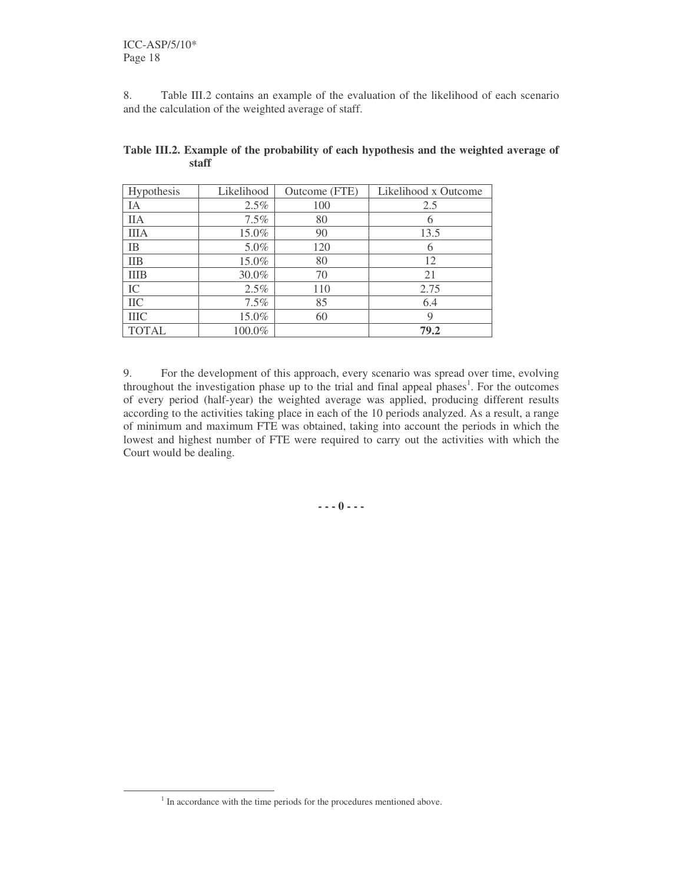8. Table III.2 contains an example of the evaluation of the likelihood of each scenario and the calculation of the weighted average of staff.

**Table III.2. Example of the probability of each hypothesis and the weighted average of staff**

| Hypothesis | Likelihood | Outcome (FTE) | Likelihood x Outcome |
| --- | ---: | :---: | :---: |
| IA | 2.5% | 100 | 2.5 |
| IIA | 7.5% | 80 | 6 |
| IIIA | 15.0% | 90 | 13.5 |
| IB | 5.0% | 120 | 6 |
| IIB | 15.0% | 80 | 12 |
| IIIB | 30.0% | 70 | 21 |
| IC | 2.5% | 110 | 2.75 |
| IIC | 7.5% | 85 | 6.4 |
| IIIC | 15.0% | 60 | 9 |
| TOTAL | 100.0% | | **79.2** |

9. For the development of this approach, every scenario was spread over time, evolving throughout the investigation phase up to the trial and final appeal phases[1]. For the outcomes of every period (half-year) the weighted average was applied, producing different results according to the activities taking place in each of the 10 periods analyzed. As a result, a range of minimum and maximum FTE was obtained, taking into account the periods in which the lowest and highest number of FTE were required to carry out the activities with which the Court would be dealing.

**- - - 0 - - -**

[1] In accordance with the time periods for the procedures mentioned above.